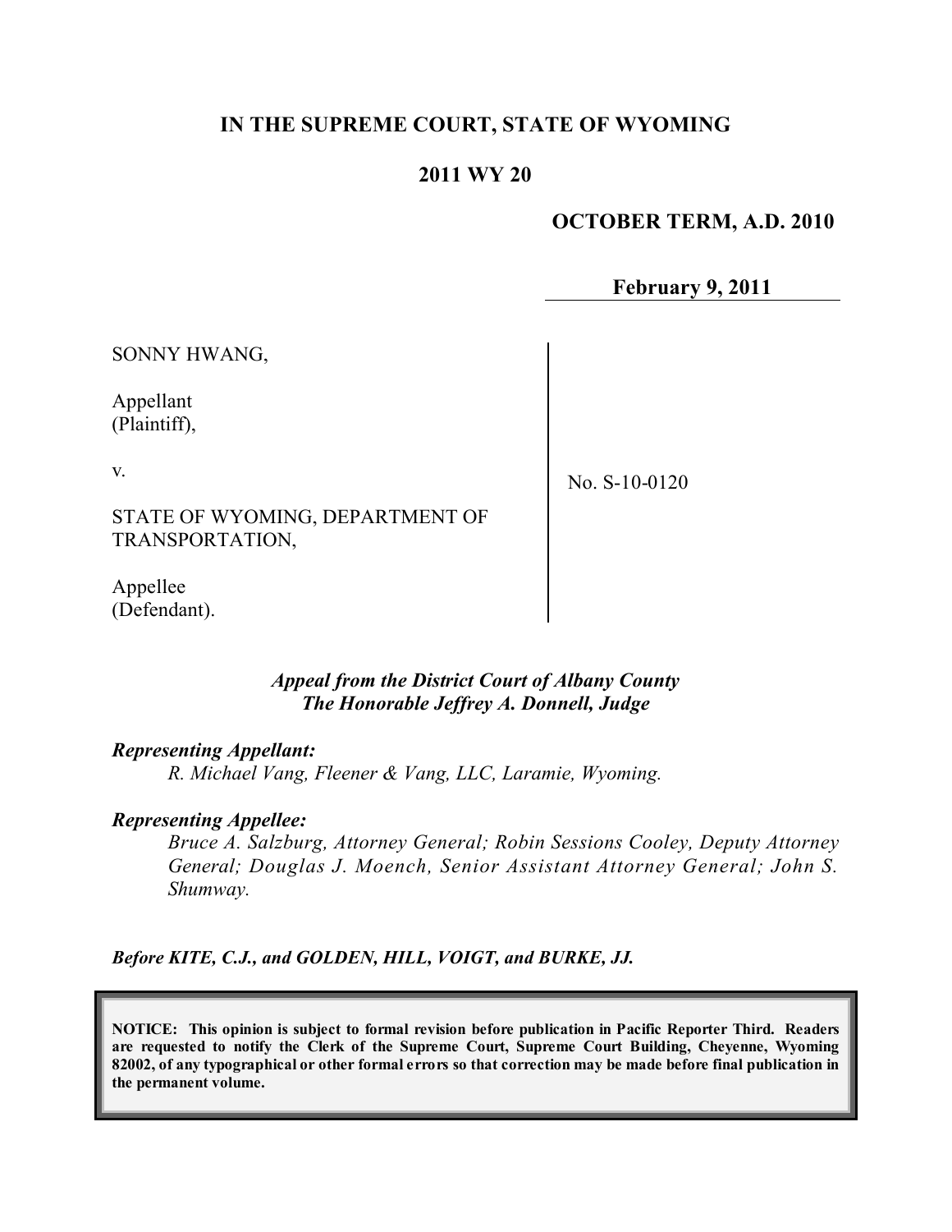**IN THE SUPREME COURT, STATE OF WYOMING**

**2011 WY 20**

**OCTOBER TERM, A.D. 2010**

**February 9, 2011**

| | |
|---|---|
| SONNY HWANG,<br><br>Appellant<br>(Plaintiff),<br><br>v.<br><br>STATE OF WYOMING, DEPARTMENT OF TRANSPORTATION,<br><br>Appellee<br>(Defendant). | No. S-10-0120 |

*Appeal from the District Court of Albany County*
*The Honorable Jeffrey A. Donnell, Judge*

***Representing Appellant:***

*R. Michael Vang, Fleener & Vang, LLC, Laramie, Wyoming.*

***Representing Appellee:***

*Bruce A. Salzburg, Attorney General; Robin Sessions Cooley, Deputy Attorney General; Douglas J. Moench, Senior Assistant Attorney General; John S. Shumway.*

***Before KITE, C.J., and GOLDEN, HILL, VOIGT, and BURKE, JJ.***

**NOTICE: This opinion is subject to formal revision before publication in Pacific Reporter Third. Readers are requested to notify the Clerk of the Supreme Court, Supreme Court Building, Cheyenne, Wyoming 82002, of any typographical or other formal errors so that correction may be made before final publication in the permanent volume.**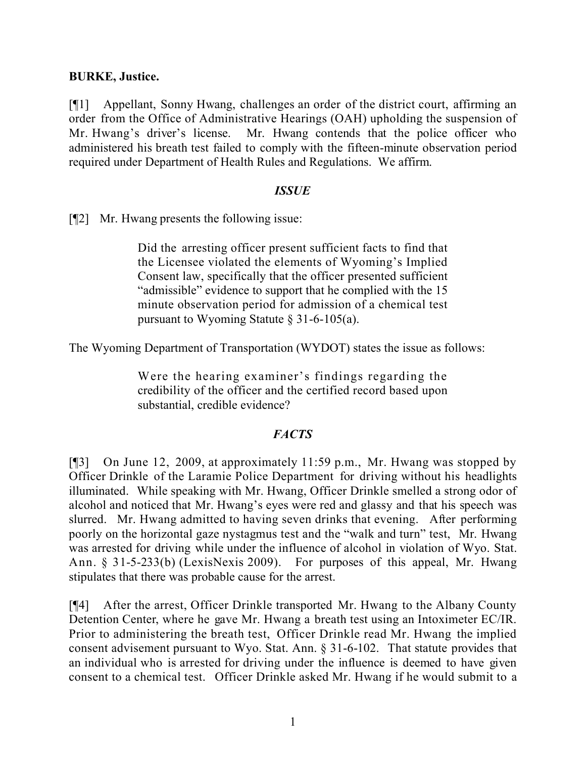**BURKE, Justice.**

[¶1] Appellant, Sonny Hwang, challenges an order of the district court, affirming an order from the Office of Administrative Hearings (OAH) upholding the suspension of Mr. Hwang's driver's license. Mr. Hwang contends that the police officer who administered his breath test failed to comply with the fifteen-minute observation period required under Department of Health Rules and Regulations. We affirm.

### *ISSUE*

[¶2] Mr. Hwang presents the following issue:

> Did the arresting officer present sufficient facts to find that the Licensee violated the elements of Wyoming's Implied Consent law, specifically that the officer presented sufficient "admissible" evidence to support that he complied with the 15 minute observation period for admission of a chemical test pursuant to Wyoming Statute § 31-6-105(a).

The Wyoming Department of Transportation (WYDOT) states the issue as follows:

> Were the hearing examiner's findings regarding the credibility of the officer and the certified record based upon substantial, credible evidence?

### *FACTS*

[¶3] On June 12, 2009, at approximately 11:59 p.m., Mr. Hwang was stopped by Officer Drinkle of the Laramie Police Department for driving without his headlights illuminated. While speaking with Mr. Hwang, Officer Drinkle smelled a strong odor of alcohol and noticed that Mr. Hwang's eyes were red and glassy and that his speech was slurred. Mr. Hwang admitted to having seven drinks that evening. After performing poorly on the horizontal gaze nystagmus test and the "walk and turn" test, Mr. Hwang was arrested for driving while under the influence of alcohol in violation of Wyo. Stat. Ann. § 31-5-233(b) (LexisNexis 2009). For purposes of this appeal, Mr. Hwang stipulates that there was probable cause for the arrest.

[¶4] After the arrest, Officer Drinkle transported Mr. Hwang to the Albany County Detention Center, where he gave Mr. Hwang a breath test using an Intoximeter EC/IR. Prior to administering the breath test, Officer Drinkle read Mr. Hwang the implied consent advisement pursuant to Wyo. Stat. Ann. § 31-6-102. That statute provides that an individual who is arrested for driving under the influence is deemed to have given consent to a chemical test. Officer Drinkle asked Mr. Hwang if he would submit to a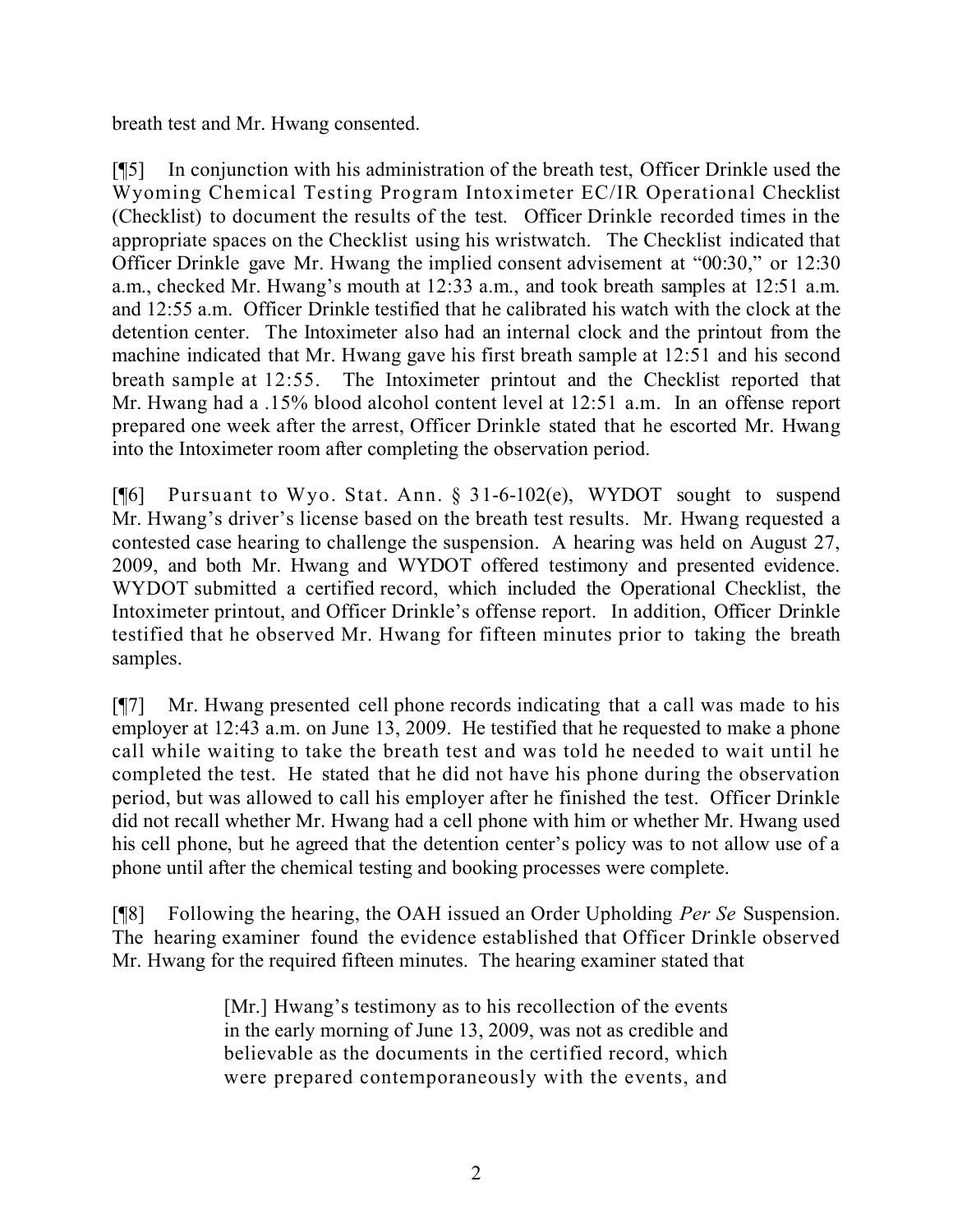breath test and Mr. Hwang consented.

[¶5] In conjunction with his administration of the breath test, Officer Drinkle used the Wyoming Chemical Testing Program Intoximeter EC/IR Operational Checklist (Checklist) to document the results of the test. Officer Drinkle recorded times in the appropriate spaces on the Checklist using his wristwatch. The Checklist indicated that Officer Drinkle gave Mr. Hwang the implied consent advisement at "00:30," or 12:30 a.m., checked Mr. Hwang's mouth at 12:33 a.m., and took breath samples at 12:51 a.m. and 12:55 a.m. Officer Drinkle testified that he calibrated his watch with the clock at the detention center. The Intoximeter also had an internal clock and the printout from the machine indicated that Mr. Hwang gave his first breath sample at 12:51 and his second breath sample at 12:55. The Intoximeter printout and the Checklist reported that Mr. Hwang had a .15% blood alcohol content level at 12:51 a.m. In an offense report prepared one week after the arrest, Officer Drinkle stated that he escorted Mr. Hwang into the Intoximeter room after completing the observation period.

[¶6] Pursuant to Wyo. Stat. Ann. § 31-6-102(e), WYDOT sought to suspend Mr. Hwang's driver's license based on the breath test results. Mr. Hwang requested a contested case hearing to challenge the suspension. A hearing was held on August 27, 2009, and both Mr. Hwang and WYDOT offered testimony and presented evidence. WYDOT submitted a certified record, which included the Operational Checklist, the Intoximeter printout, and Officer Drinkle's offense report. In addition, Officer Drinkle testified that he observed Mr. Hwang for fifteen minutes prior to taking the breath samples.

[¶7] Mr. Hwang presented cell phone records indicating that a call was made to his employer at 12:43 a.m. on June 13, 2009. He testified that he requested to make a phone call while waiting to take the breath test and was told he needed to wait until he completed the test. He stated that he did not have his phone during the observation period, but was allowed to call his employer after he finished the test. Officer Drinkle did not recall whether Mr. Hwang had a cell phone with him or whether Mr. Hwang used his cell phone, but he agreed that the detention center's policy was to not allow use of a phone until after the chemical testing and booking processes were complete.

[¶8] Following the hearing, the OAH issued an Order Upholding *Per Se* Suspension. The hearing examiner found the evidence established that Officer Drinkle observed Mr. Hwang for the required fifteen minutes. The hearing examiner stated that

> [Mr.] Hwang's testimony as to his recollection of the events in the early morning of June 13, 2009, was not as credible and believable as the documents in the certified record, which were prepared contemporaneously with the events, and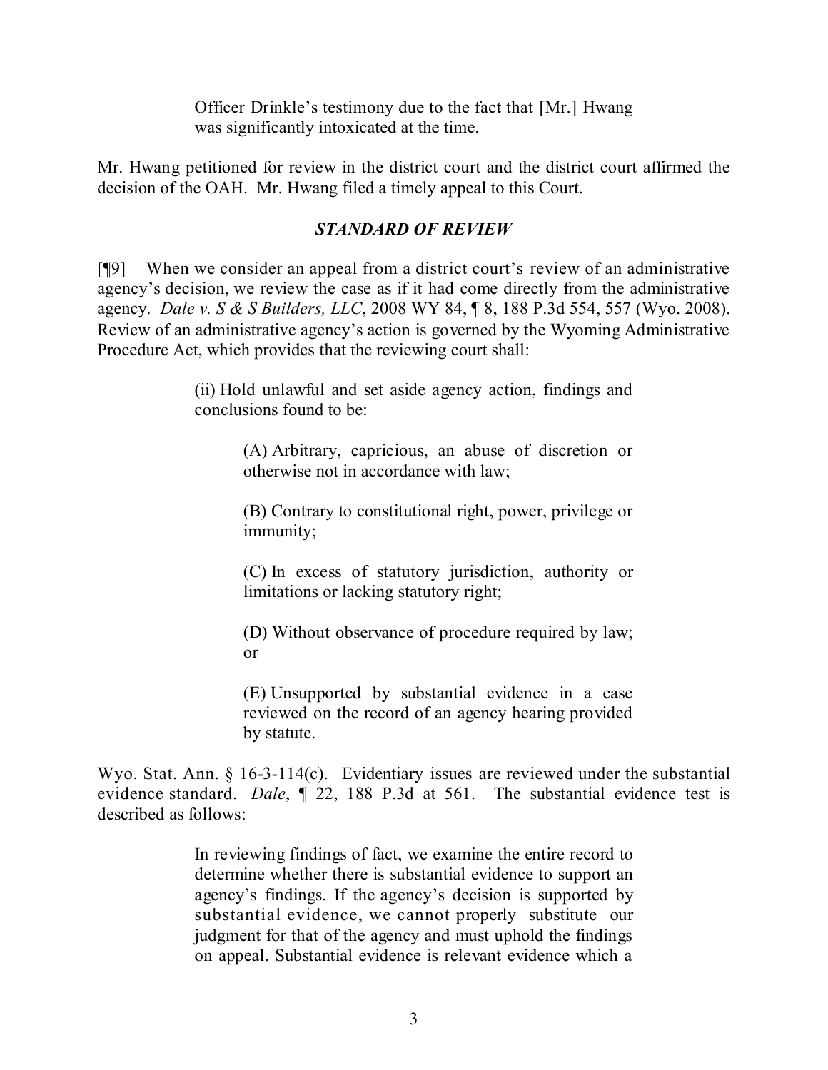> Officer Drinkle's testimony due to the fact that [Mr.] Hwang was significantly intoxicated at the time.

Mr. Hwang petitioned for review in the district court and the district court affirmed the decision of the OAH. Mr. Hwang filed a timely appeal to this Court.

### *STANDARD OF REVIEW*

[¶9] When we consider an appeal from a district court's review of an administrative agency's decision, we review the case as if it had come directly from the administrative agency. *Dale v. S & S Builders, LLC*, 2008 WY 84, ¶ 8, 188 P.3d 554, 557 (Wyo. 2008). Review of an administrative agency's action is governed by the Wyoming Administrative Procedure Act, which provides that the reviewing court shall:

> (ii) Hold unlawful and set aside agency action, findings and conclusions found to be:
>
> > (A) Arbitrary, capricious, an abuse of discretion or otherwise not in accordance with law;
> >
> > (B) Contrary to constitutional right, power, privilege or immunity;
> >
> > (C) In excess of statutory jurisdiction, authority or limitations or lacking statutory right;
> >
> > (D) Without observance of procedure required by law; or
> >
> > (E) Unsupported by substantial evidence in a case reviewed on the record of an agency hearing provided by statute.

Wyo. Stat. Ann. § 16-3-114(c). Evidentiary issues are reviewed under the substantial evidence standard. *Dale*, ¶ 22, 188 P.3d at 561. The substantial evidence test is described as follows:

> In reviewing findings of fact, we examine the entire record to determine whether there is substantial evidence to support an agency's findings. If the agency's decision is supported by substantial evidence, we cannot properly substitute our judgment for that of the agency and must uphold the findings on appeal. Substantial evidence is relevant evidence which a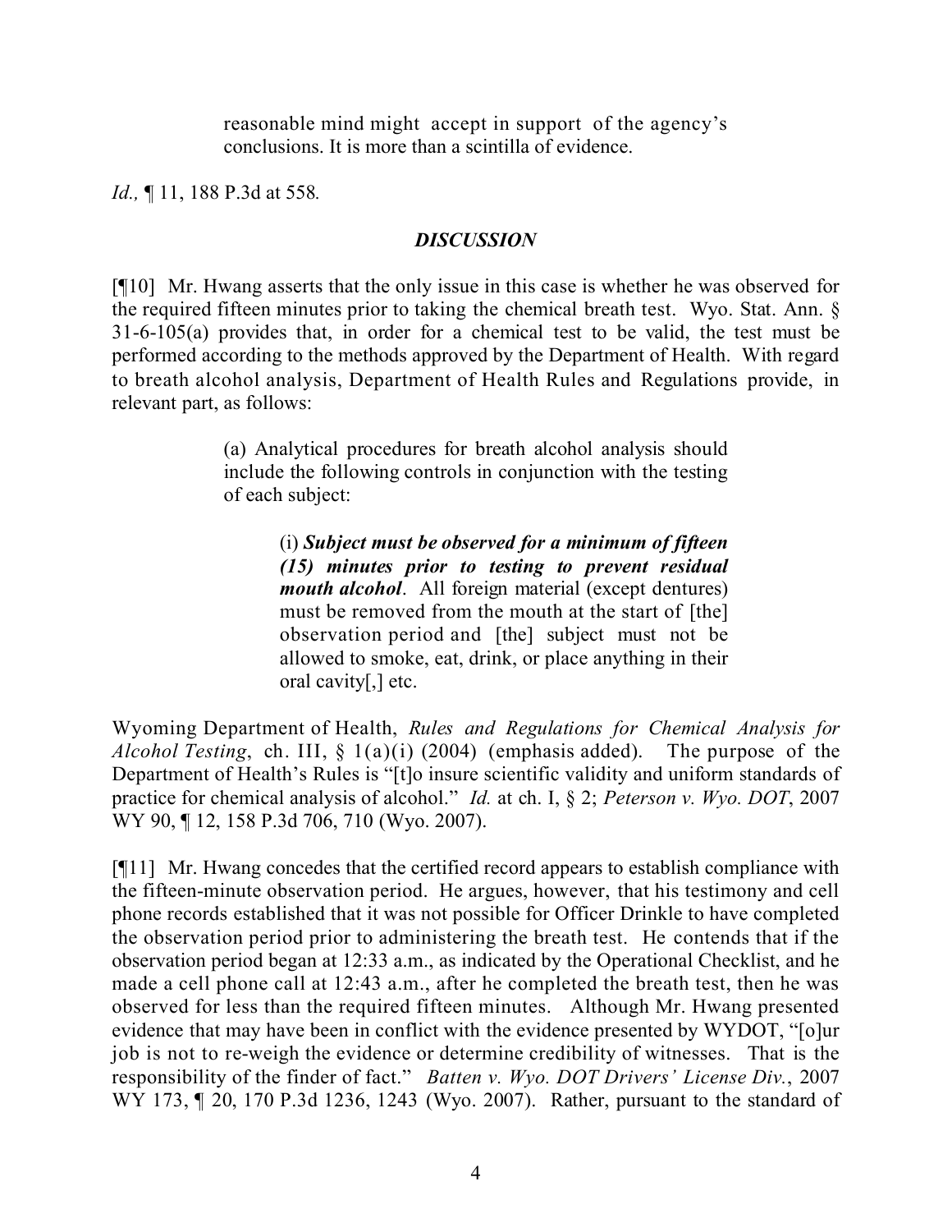> reasonable mind might accept in support of the agency's conclusions. It is more than a scintilla of evidence.

*Id.,* ¶ 11, 188 P.3d at 558.

## *DISCUSSION*

[¶10] Mr. Hwang asserts that the only issue in this case is whether he was observed for the required fifteen minutes prior to taking the chemical breath test. Wyo. Stat. Ann. § 31-6-105(a) provides that, in order for a chemical test to be valid, the test must be performed according to the methods approved by the Department of Health. With regard to breath alcohol analysis, Department of Health Rules and Regulations provide, in relevant part, as follows:

> (a) Analytical procedures for breath alcohol analysis should include the following controls in conjunction with the testing of each subject:
>
> > (i) ***Subject must be observed for a minimum of fifteen (15) minutes prior to testing to prevent residual mouth alcohol***. All foreign material (except dentures) must be removed from the mouth at the start of [the] observation period and [the] subject must not be allowed to smoke, eat, drink, or place anything in their oral cavity[,] etc.

Wyoming Department of Health, *Rules and Regulations for Chemical Analysis for Alcohol Testing*, ch. III, § 1(a)(i) (2004) (emphasis added). The purpose of the Department of Health's Rules is "[t]o insure scientific validity and uniform standards of practice for chemical analysis of alcohol." *Id.* at ch. I, § 2; *Peterson v. Wyo. DOT*, 2007 WY 90, ¶ 12, 158 P.3d 706, 710 (Wyo. 2007).

[¶11] Mr. Hwang concedes that the certified record appears to establish compliance with the fifteen-minute observation period. He argues, however, that his testimony and cell phone records established that it was not possible for Officer Drinkle to have completed the observation period prior to administering the breath test. He contends that if the observation period began at 12:33 a.m., as indicated by the Operational Checklist, and he made a cell phone call at 12:43 a.m., after he completed the breath test, then he was observed for less than the required fifteen minutes. Although Mr. Hwang presented evidence that may have been in conflict with the evidence presented by WYDOT, "[o]ur job is not to re-weigh the evidence or determine credibility of witnesses. That is the responsibility of the finder of fact." *Batten v. Wyo. DOT Drivers' License Div.*, 2007 WY 173, ¶ 20, 170 P.3d 1236, 1243 (Wyo. 2007). Rather, pursuant to the standard of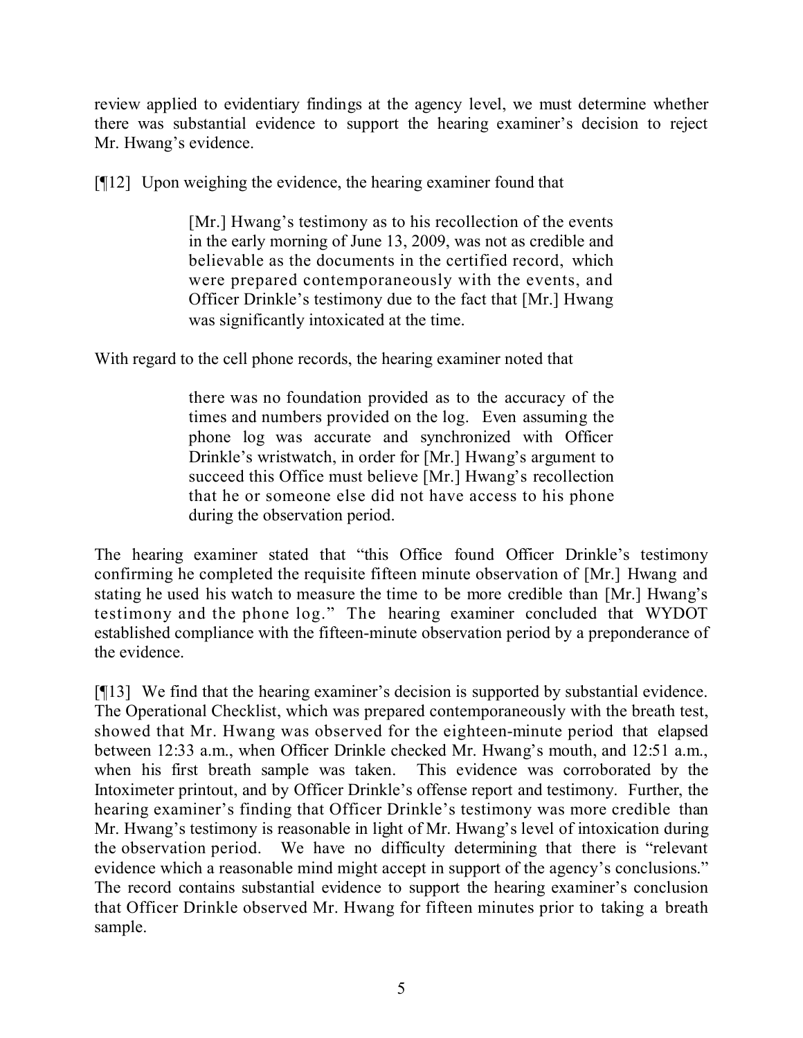review applied to evidentiary findings at the agency level, we must determine whether there was substantial evidence to support the hearing examiner's decision to reject Mr. Hwang's evidence.

[¶12] Upon weighing the evidence, the hearing examiner found that

> [Mr.] Hwang's testimony as to his recollection of the events in the early morning of June 13, 2009, was not as credible and believable as the documents in the certified record, which were prepared contemporaneously with the events, and Officer Drinkle's testimony due to the fact that [Mr.] Hwang was significantly intoxicated at the time.

With regard to the cell phone records, the hearing examiner noted that

> there was no foundation provided as to the accuracy of the times and numbers provided on the log. Even assuming the phone log was accurate and synchronized with Officer Drinkle's wristwatch, in order for [Mr.] Hwang's argument to succeed this Office must believe [Mr.] Hwang's recollection that he or someone else did not have access to his phone during the observation period.

The hearing examiner stated that "this Office found Officer Drinkle's testimony confirming he completed the requisite fifteen minute observation of [Mr.] Hwang and stating he used his watch to measure the time to be more credible than [Mr.] Hwang's testimony and the phone log." The hearing examiner concluded that WYDOT established compliance with the fifteen-minute observation period by a preponderance of the evidence.

[¶13] We find that the hearing examiner's decision is supported by substantial evidence. The Operational Checklist, which was prepared contemporaneously with the breath test, showed that Mr. Hwang was observed for the eighteen-minute period that elapsed between 12:33 a.m., when Officer Drinkle checked Mr. Hwang's mouth, and 12:51 a.m., when his first breath sample was taken. This evidence was corroborated by the Intoximeter printout, and by Officer Drinkle's offense report and testimony. Further, the hearing examiner's finding that Officer Drinkle's testimony was more credible than Mr. Hwang's testimony is reasonable in light of Mr. Hwang's level of intoxication during the observation period. We have no difficulty determining that there is "relevant evidence which a reasonable mind might accept in support of the agency's conclusions." The record contains substantial evidence to support the hearing examiner's conclusion that Officer Drinkle observed Mr. Hwang for fifteen minutes prior to taking a breath sample.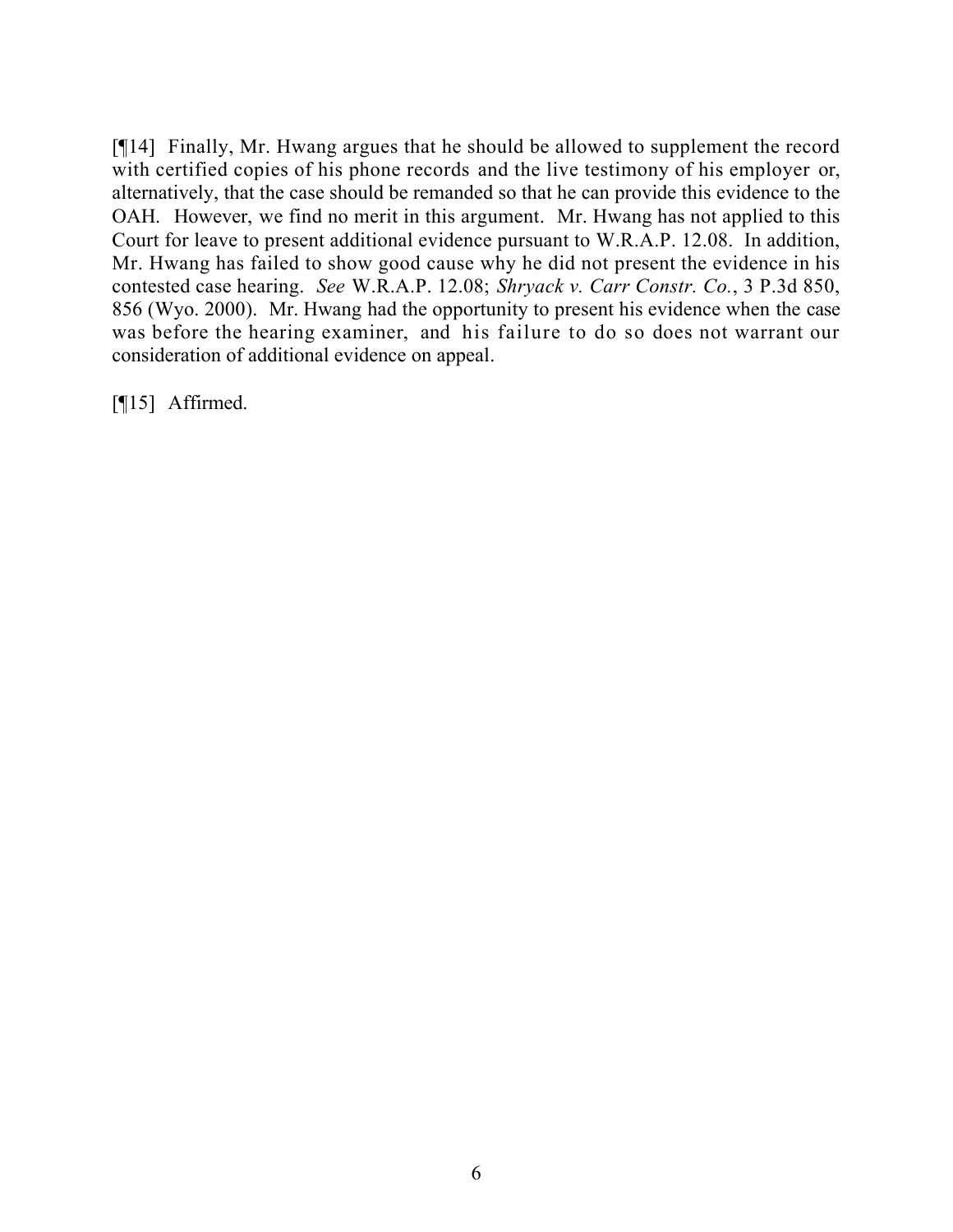[¶14] Finally, Mr. Hwang argues that he should be allowed to supplement the record with certified copies of his phone records and the live testimony of his employer or, alternatively, that the case should be remanded so that he can provide this evidence to the OAH. However, we find no merit in this argument. Mr. Hwang has not applied to this Court for leave to present additional evidence pursuant to W.R.A.P. 12.08. In addition, Mr. Hwang has failed to show good cause why he did not present the evidence in his contested case hearing. *See* W.R.A.P. 12.08; *Shryack v. Carr Constr. Co.*, 3 P.3d 850, 856 (Wyo. 2000). Mr. Hwang had the opportunity to present his evidence when the case was before the hearing examiner, and his failure to do so does not warrant our consideration of additional evidence on appeal.

[¶15] Affirmed.